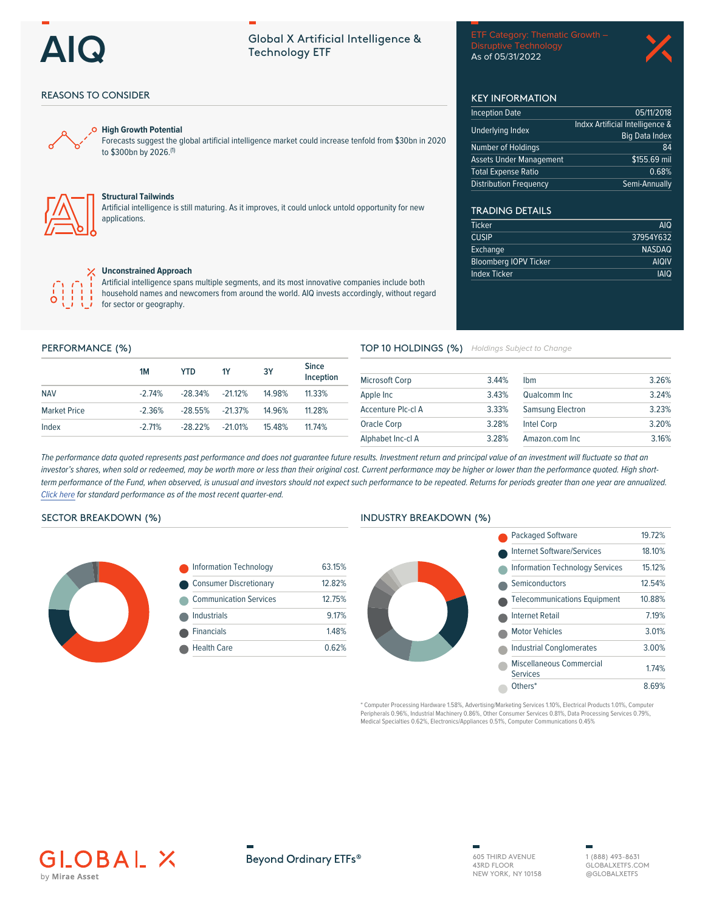# AIQ

## Global X Artificial Intelligence & Technology ETF

ETF Category: Thematic Growth – Disruptive Technology
As of 05/31/2022

## REASONS TO CONSIDER

**High Growth Potential**
Forecasts suggest the global artificial intelligence market could increase tenfold from $30bn in 2020 to $300bn by 2026.[1]

**Structural Tailwinds**
Artificial intelligence is still maturing. As it improves, it could unlock untold opportunity for new applications.

**Unconstrained Approach**
Artificial intelligence spans multiple segments, and its most innovative companies include both household names and newcomers from around the world. AIQ invests accordingly, without regard for sector or geography.

## KEY INFORMATION

| | |
|---|---|
| Inception Date | 05/11/2018 |
| Underlying Index | Indxx Artificial Intelligence & Big Data Index |
| Number of Holdings | 84 |
| Assets Under Management | $155.69 mil |
| Total Expense Ratio | 0.68% |
| Distribution Frequency | Semi-Annually |

## TRADING DETAILS

| | |
|---|---|
| Ticker | AIQ |
| CUSIP | 37954Y632 |
| Exchange | NASDAQ |
| Bloomberg IOPV Ticker | AIQIV |
| Index Ticker | IAIQ |

## PERFORMANCE (%)

| | 1M | YTD | 1Y | 3Y | Since Inception |
|---|---|---|---|---|---|
| NAV | -2.74% | -28.34% | -21.12% | 14.98% | 11.33% |
| Market Price | -2.36% | -28.55% | -21.37% | 14.96% | 11.28% |
| Index | -2.71% | -28.22% | -21.01% | 15.48% | 11.74% |

## TOP 10 HOLDINGS (%)

*Holdings Subject to Change*

| | | | |
|---|---|---|---|
| Microsoft Corp | 3.44% | Ibm | 3.26% |
| Apple Inc | 3.43% | Qualcomm Inc | 3.24% |
| Accenture Plc-cl A | 3.33% | Samsung Electron | 3.23% |
| Oracle Corp | 3.28% | Intel Corp | 3.20% |
| Alphabet Inc-cl A | 3.28% | Amazon.com Inc | 3.16% |

*The performance data quoted represents past performance and does not guarantee future results. Investment return and principal value of an investment will fluctuate so that an investor's shares, when sold or redeemed, may be worth more or less than their original cost. Current performance may be higher or lower than the performance quoted. High short-term performance of the Fund, when observed, is unusual and investors should not expect such performance to be repeated. Returns for periods greater than one year are annualized. Click here for standard performance as of the most recent quarter-end.*

## SECTOR BREAKDOWN (%)

| Sector | % |
|---|---|
| Information Technology | 63.15% |
| Consumer Discretionary | 12.82% |
| Communication Services | 12.75% |
| Industrials | 9.17% |
| Financials | 1.48% |
| Health Care | 0.62% |

## INDUSTRY BREAKDOWN (%)

| Industry | % |
|---|---|
| Packaged Software | 19.72% |
| Internet Software/Services | 18.10% |
| Information Technology Services | 15.12% |
| Semiconductors | 12.54% |
| Telecommunications Equipment | 10.88% |
| Internet Retail | 7.19% |
| Motor Vehicles | 3.01% |
| Industrial Conglomerates | 3.00% |
| Miscellaneous Commercial Services | 1.74% |
| Others* | 8.69% |

\* Computer Processing Hardware 1.58%, Advertising/Marketing Services 1.10%, Electrical Products 1.01%, Computer Peripherals 0.96%, Industrial Machinery 0.86%, Other Consumer Services 0.81%, Data Processing Services 0.79%, Medical Specialties 0.62%, Electronics/Appliances 0.51%, Computer Communications 0.45%

GLOBAL X by Mirae Asset

Beyond Ordinary ETFs®

605 THIRD AVENUE
43RD FLOOR
NEW YORK, NY 10158

1 (888) 493-8631
GLOBALXETFS.COM
@GLOBALXETFS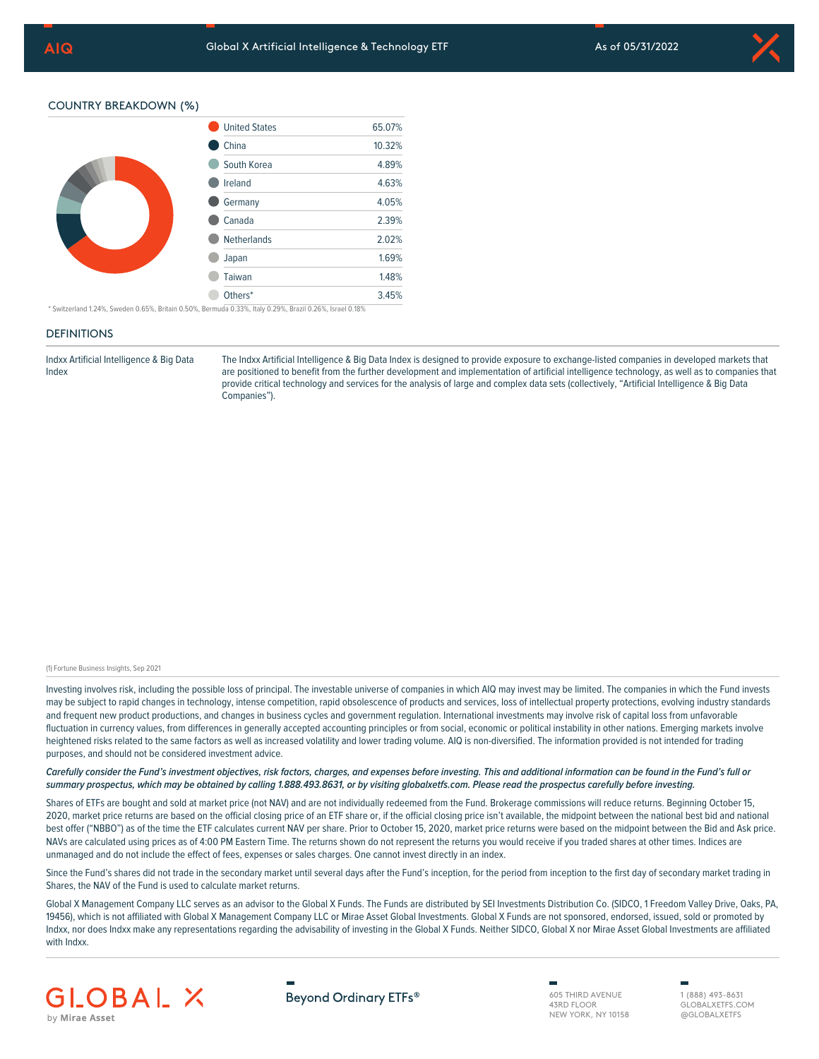## COUNTRY BREAKDOWN (%)

| | |
|---|---|
| United States | 65.07% |
| China | 10.32% |
| South Korea | 4.89% |
| Ireland | 4.63% |
| Germany | 4.05% |
| Canada | 2.39% |
| Netherlands | 2.02% |
| Japan | 1.69% |
| Taiwan | 1.48% |
| Others* | 3.45% |

* Switzerland 1.24%, Sweden 0.65%, Britain 0.50%, Bermuda 0.33%, Italy 0.29%, Brazil 0.26%, Israel 0.18%

## DEFINITIONS

**Indxx Artificial Intelligence & Big Data Index**

The Indxx Artificial Intelligence & Big Data Index is designed to provide exposure to exchange-listed companies in developed markets that are positioned to benefit from the further development and implementation of artificial intelligence technology, as well as to companies that provide critical technology and services for the analysis of large and complex data sets (collectively, “Artificial Intelligence & Big Data Companies”).

(1) Fortune Business Insights, Sep 2021

Investing involves risk, including the possible loss of principal. The investable universe of companies in which AIQ may invest may be limited. The companies in which the Fund invests may be subject to rapid changes in technology, intense competition, rapid obsolescence of products and services, loss of intellectual property protections, evolving industry standards and frequent new product productions, and changes in business cycles and government regulation. International investments may involve risk of capital loss from unfavorable fluctuation in currency values, from differences in generally accepted accounting principles or from social, economic or political instability in other nations. Emerging markets involve heightened risks related to the same factors as well as increased volatility and lower trading volume. AIQ is non-diversified. The information provided is not intended for trading purposes, and should not be considered investment advice.

***Carefully consider the Fund’s investment objectives, risk factors, charges, and expenses before investing. This and additional information can be found in the Fund’s full or summary prospectus, which may be obtained by calling 1.888.493.8631, or by visiting globalxetfs.com. Please read the prospectus carefully before investing.***

Shares of ETFs are bought and sold at market price (not NAV) and are not individually redeemed from the Fund. Brokerage commissions will reduce returns. Beginning October 15, 2020, market price returns are based on the official closing price of an ETF share or, if the official closing price isn’t available, the midpoint between the national best bid and national best offer (“NBBO”) as of the time the ETF calculates current NAV per share. Prior to October 15, 2020, market price returns were based on the midpoint between the Bid and Ask price. NAVs are calculated using prices as of 4:00 PM Eastern Time. The returns shown do not represent the returns you would receive if you traded shares at other times. Indices are unmanaged and do not include the effect of fees, expenses or sales charges. One cannot invest directly in an index.

Since the Fund’s shares did not trade in the secondary market until several days after the Fund’s inception, for the period from inception to the first day of secondary market trading in Shares, the NAV of the Fund is used to calculate market returns.

Global X Management Company LLC serves as an advisor to the Global X Funds. The Funds are distributed by SEI Investments Distribution Co. (SIDCO, 1 Freedom Valley Drive, Oaks, PA, 19456), which is not affiliated with Global X Management Company LLC or Mirae Asset Global Investments. Global X Funds are not sponsored, endorsed, issued, sold or promoted by Indxx, nor does Indxx make any representations regarding the advisability of investing in the Global X Funds. Neither SIDCO, Global X nor Mirae Asset Global Investments are affiliated with Indxx.

GLOBAL X by Mirae Asset

Beyond Ordinary ETFs®

605 THIRD AVENUE
43RD FLOOR
NEW YORK, NY 10158

1 (888) 493-8631
GLOBALXETFS.COM
@GLOBALXETFS